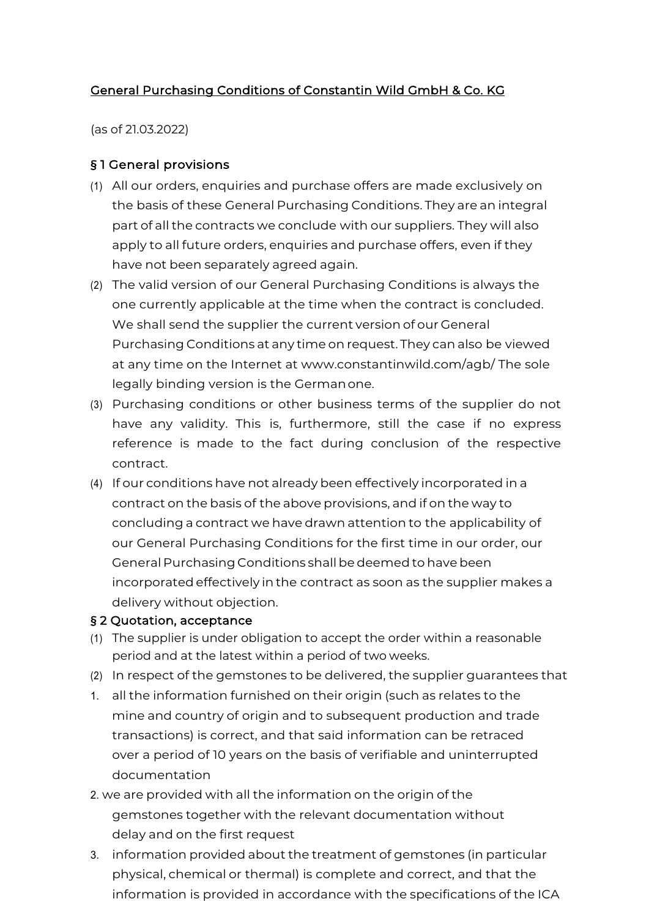## General Purchasing Conditions of Constantin Wild GmbH & Co. KG

(as of 21.03.2022)

### § 1 General provisions

(1) All our orders, enquiries and purchase offers are made exclusively on the basis of these General Purchasing Conditions. They are an integral part of all the contracts we conclude with our suppliers. They will also apply to all future orders, enquiries and purchase offers, even if they have not been separately agreed again.

(2) The valid version of our General Purchasing Conditions is always the one currently applicable at the time when the contract is concluded. We shall send the supplier the current version of our General Purchasing Conditions at any time on request. They can also be viewed at any time on the Internet at www.constantinwild.com/agb/ The sole legally binding version is the German one.

(3) Purchasing conditions or other business terms of the supplier do not have any validity. This is, furthermore, still the case if no express reference is made to the fact during conclusion of the respective contract.

(4) If our conditions have not already been effectively incorporated in a contract on the basis of the above provisions, and if on the way to concluding a contract we have drawn attention to the applicability of our General Purchasing Conditions for the first time in our order, our General Purchasing Conditions shall be deemed to have been incorporated effectively in the contract as soon as the supplier makes a delivery without objection.

### § 2 Quotation, acceptance

(1) The supplier is under obligation to accept the order within a reasonable period and at the latest within a period of two weeks.

(2) In respect of the gemstones to be delivered, the supplier guarantees that

1. all the information furnished on their origin (such as relates to the mine and country of origin and to subsequent production and trade transactions) is correct, and that said information can be retraced over a period of 10 years on the basis of verifiable and uninterrupted documentation
2. we are provided with all the information on the origin of the gemstones together with the relevant documentation without delay and on the first request
3. information provided about the treatment of gemstones (in particular physical, chemical or thermal) is complete and correct, and that the information is provided in accordance with the specifications of the ICA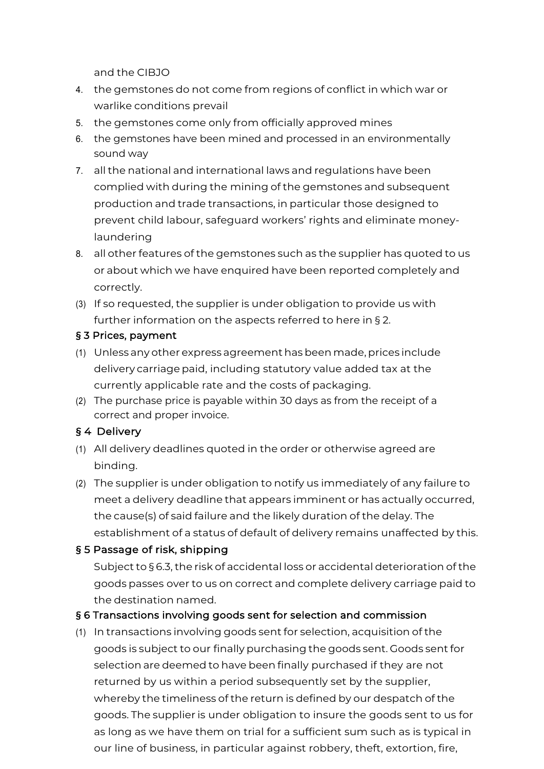and the CIBJO

4. the gemstones do not come from regions of conflict in which war or warlike conditions prevail
5. the gemstones come only from officially approved mines
6. the gemstones have been mined and processed in an environmentally sound way
7. all the national and international laws and regulations have been complied with during the mining of the gemstones and subsequent production and trade transactions, in particular those designed to prevent child labour, safeguard workers' rights and eliminate money-laundering
8. all other features of the gemstones such as the supplier has quoted to us or about which we have enquired have been reported completely and correctly.

(3) If so requested, the supplier is under obligation to provide us with further information on the aspects referred to here in § 2.

### § 3 Prices, payment

(1) Unless any other express agreement has been made, prices include delivery carriage paid, including statutory value added tax at the currently applicable rate and the costs of packaging.

(2) The purchase price is payable within 30 days as from the receipt of a correct and proper invoice.

### § 4 Delivery

(1) All delivery deadlines quoted in the order or otherwise agreed are binding.

(2) The supplier is under obligation to notify us immediately of any failure to meet a delivery deadline that appears imminent or has actually occurred, the cause(s) of said failure and the likely duration of the delay. The establishment of a status of default of delivery remains unaffected by this.

### § 5 Passage of risk, shipping

Subject to § 6.3, the risk of accidental loss or accidental deterioration of the goods passes over to us on correct and complete delivery carriage paid to the destination named.

### § 6 Transactions involving goods sent for selection and commission

(1) In transactions involving goods sent for selection, acquisition of the goods is subject to our finally purchasing the goods sent. Goods sent for selection are deemed to have been finally purchased if they are not returned by us within a period subsequently set by the supplier, whereby the timeliness of the return is defined by our despatch of the goods. The supplier is under obligation to insure the goods sent to us for as long as we have them on trial for a sufficient sum such as is typical in our line of business, in particular against robbery, theft, extortion, fire,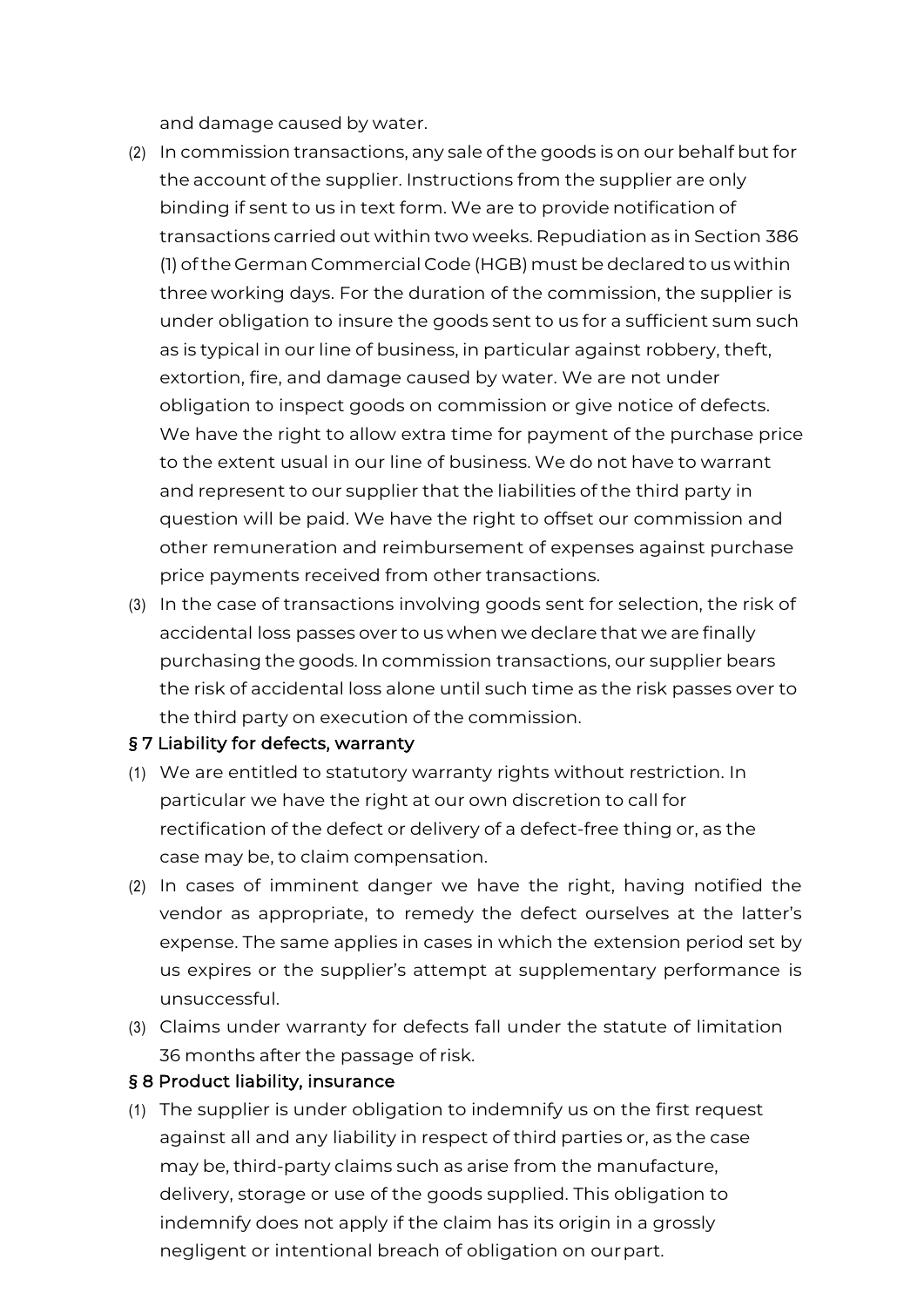and damage caused by water.

(2) In commission transactions, any sale of the goods is on our behalf but for the account of the supplier. Instructions from the supplier are only binding if sent to us in text form. We are to provide notification of transactions carried out within two weeks. Repudiation as in Section 386 (1) of the German Commercial Code (HGB) must be declared to us within three working days. For the duration of the commission, the supplier is under obligation to insure the goods sent to us for a sufficient sum such as is typical in our line of business, in particular against robbery, theft, extortion, fire, and damage caused by water. We are not under obligation to inspect goods on commission or give notice of defects. We have the right to allow extra time for payment of the purchase price to the extent usual in our line of business. We do not have to warrant and represent to our supplier that the liabilities of the third party in question will be paid. We have the right to offset our commission and other remuneration and reimbursement of expenses against purchase price payments received from other transactions.

(3) In the case of transactions involving goods sent for selection, the risk of accidental loss passes over to us when we declare that we are finally purchasing the goods. In commission transactions, our supplier bears the risk of accidental loss alone until such time as the risk passes over to the third party on execution of the commission.

## § 7 Liability for defects, warranty

(1) We are entitled to statutory warranty rights without restriction. In particular we have the right at our own discretion to call for rectification of the defect or delivery of a defect-free thing or, as the case may be, to claim compensation.

(2) In cases of imminent danger we have the right, having notified the vendor as appropriate, to remedy the defect ourselves at the latter's expense. The same applies in cases in which the extension period set by us expires or the supplier's attempt at supplementary performance is unsuccessful.

(3) Claims under warranty for defects fall under the statute of limitation 36 months after the passage of risk.

## § 8 Product liability, insurance

(1) The supplier is under obligation to indemnify us on the first request against all and any liability in respect of third parties or, as the case may be, third-party claims such as arise from the manufacture, delivery, storage or use of the goods supplied. This obligation to indemnify does not apply if the claim has its origin in a grossly negligent or intentional breach of obligation on our part.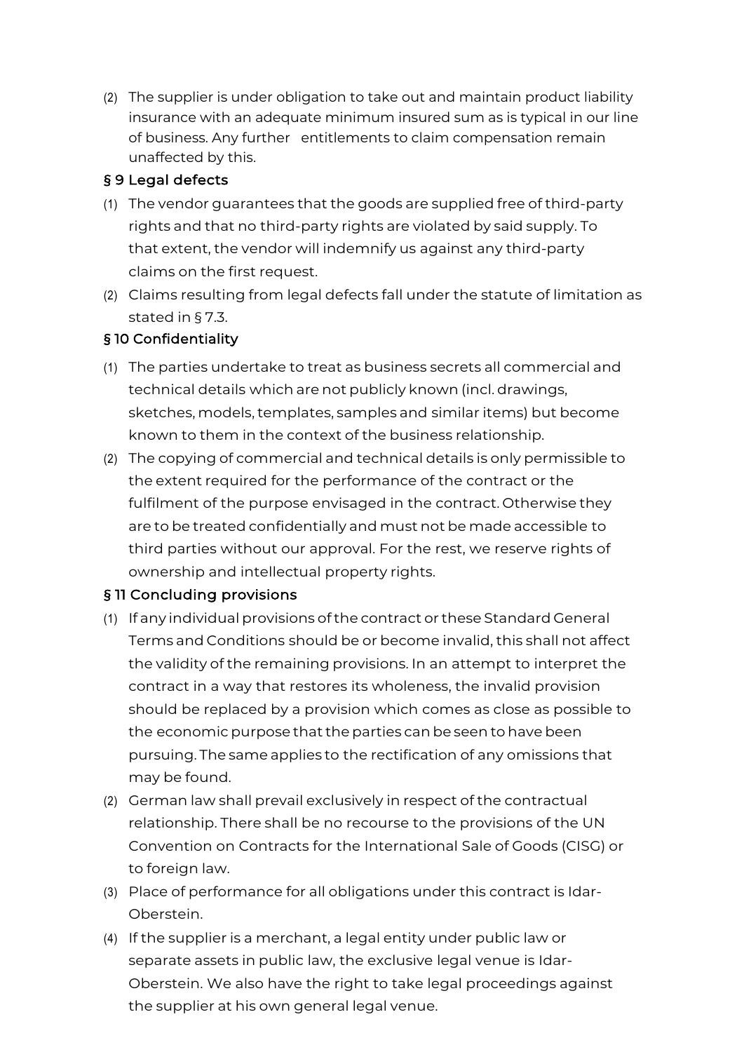(2) The supplier is under obligation to take out and maintain product liability insurance with an adequate minimum insured sum as is typical in our line of business. Any further entitlements to claim compensation remain unaffected by this.

### § 9 Legal defects

(1) The vendor guarantees that the goods are supplied free of third-party rights and that no third-party rights are violated by said supply. To that extent, the vendor will indemnify us against any third-party claims on the first request.

(2) Claims resulting from legal defects fall under the statute of limitation as stated in § 7.3.

### § 10 Confidentiality

(1) The parties undertake to treat as business secrets all commercial and technical details which are not publicly known (incl. drawings, sketches, models, templates, samples and similar items) but become known to them in the context of the business relationship.

(2) The copying of commercial and technical details is only permissible to the extent required for the performance of the contract or the fulfilment of the purpose envisaged in the contract. Otherwise they are to be treated confidentially and must not be made accessible to third parties without our approval. For the rest, we reserve rights of ownership and intellectual property rights.

### § 11 Concluding provisions

(1) If any individual provisions of the contract or these Standard General Terms and Conditions should be or become invalid, this shall not affect the validity of the remaining provisions. In an attempt to interpret the contract in a way that restores its wholeness, the invalid provision should be replaced by a provision which comes as close as possible to the economic purpose that the parties can be seen to have been pursuing. The same applies to the rectification of any omissions that may be found.

(2) German law shall prevail exclusively in respect of the contractual relationship. There shall be no recourse to the provisions of the UN Convention on Contracts for the International Sale of Goods (CISG) or to foreign law.

(3) Place of performance for all obligations under this contract is Idar-Oberstein.

(4) If the supplier is a merchant, a legal entity under public law or separate assets in public law, the exclusive legal venue is Idar-Oberstein. We also have the right to take legal proceedings against the supplier at his own general legal venue.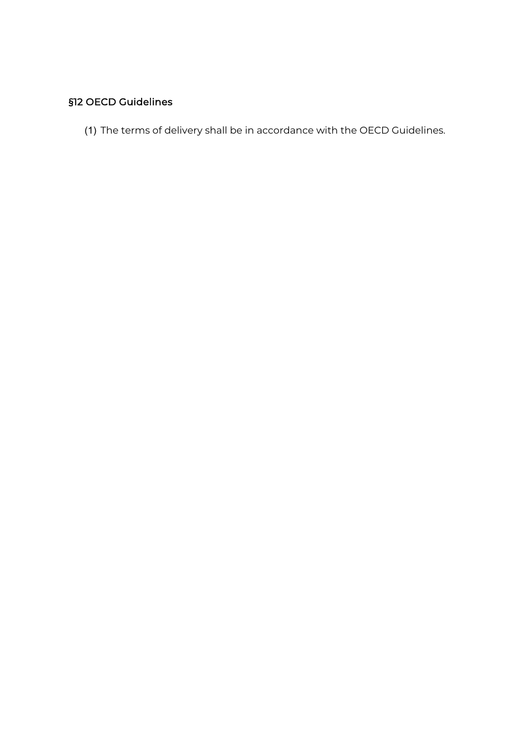## §12 OECD Guidelines

(1) The terms of delivery shall be in accordance with the OECD Guidelines.